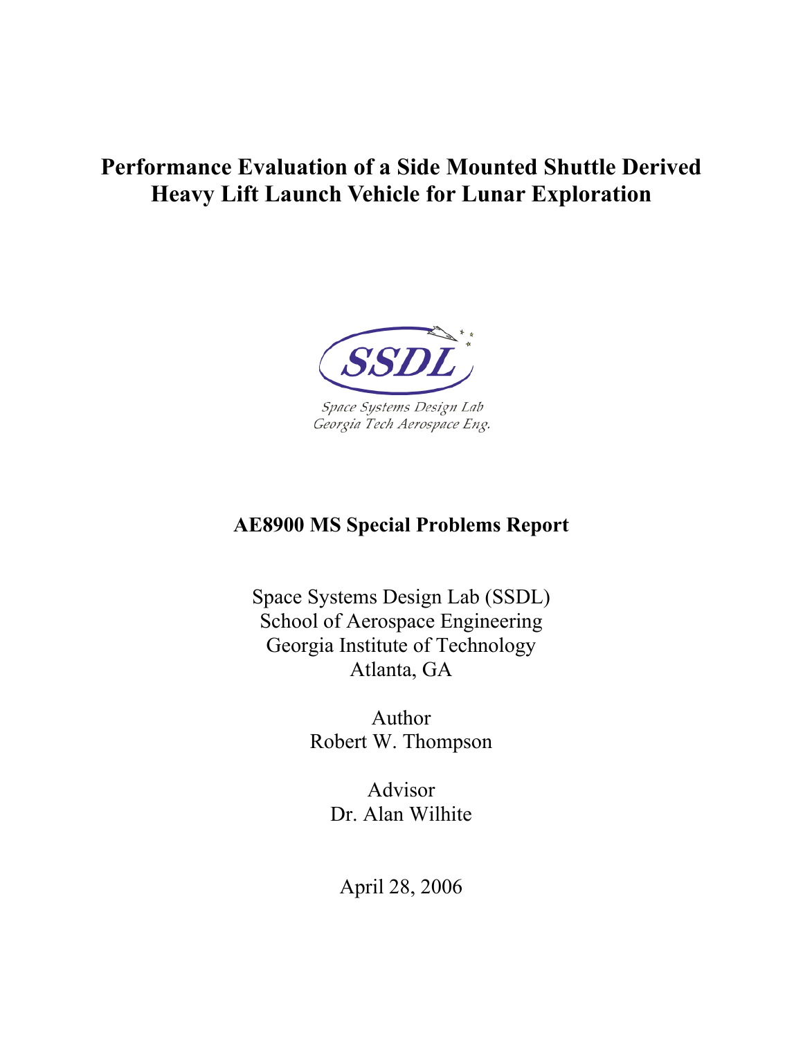# Performance Evaluation of a Side Mounted Shuttle Derived Heavy Lift Launch Vehicle for Lunar Exploration

SSDL

Space Systems Design Lab
Georgia Tech Aerospace Eng.

**AE8900 MS Special Problems Report**

Space Systems Design Lab (SSDL)
School of Aerospace Engineering
Georgia Institute of Technology
Atlanta, GA

Author
Robert W. Thompson

Advisor
Dr. Alan Wilhite

April 28, 2006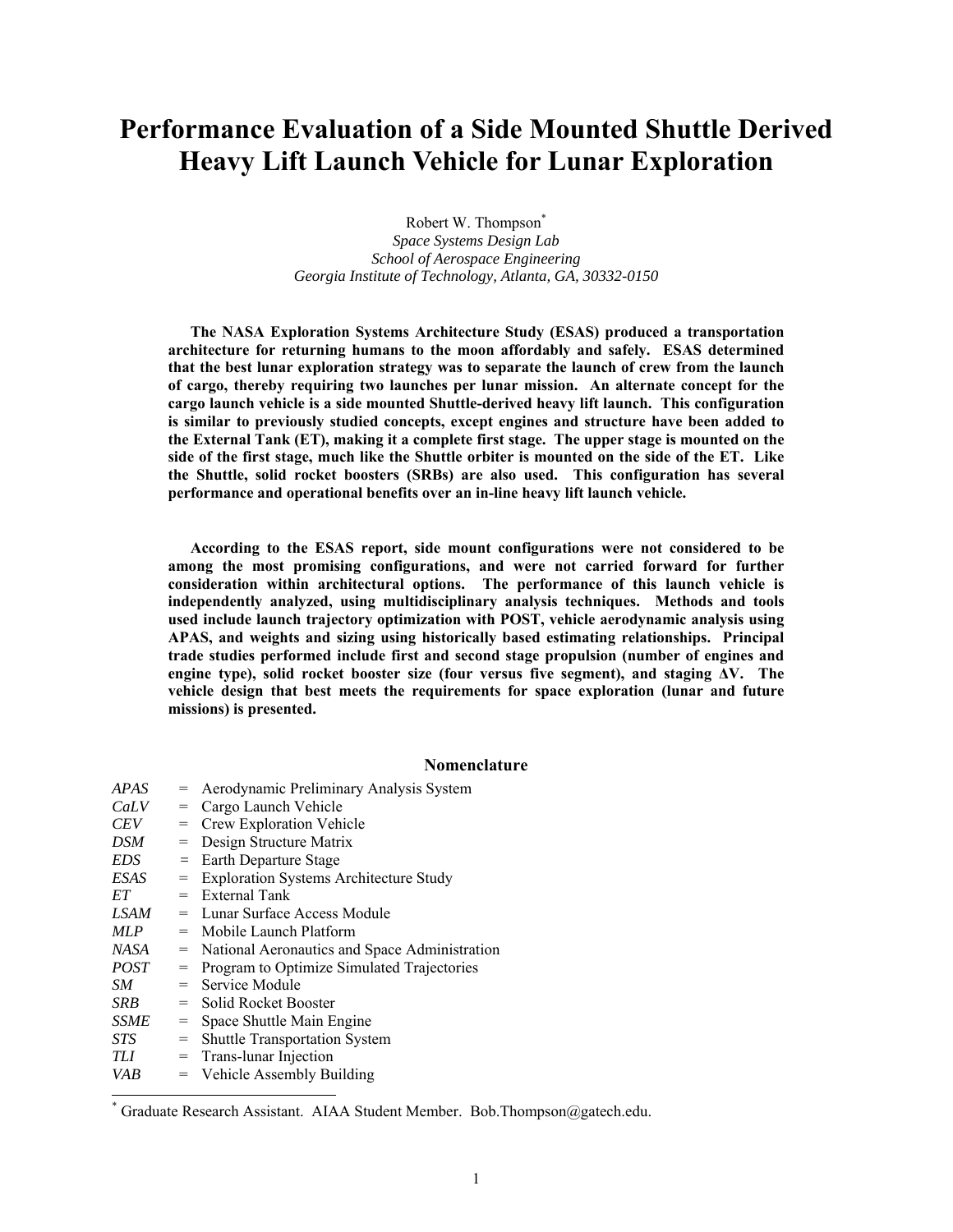# Performance Evaluation of a Side Mounted Shuttle Derived Heavy Lift Launch Vehicle for Lunar Exploration

Robert W. Thompson[*]
*Space Systems Design Lab*
*School of Aerospace Engineering*
*Georgia Institute of Technology, Atlanta, GA, 30332-0150*

**The NASA Exploration Systems Architecture Study (ESAS) produced a transportation architecture for returning humans to the moon affordably and safely. ESAS determined that the best lunar exploration strategy was to separate the launch of crew from the launch of cargo, thereby requiring two launches per lunar mission. An alternate concept for the cargo launch vehicle is a side mounted Shuttle-derived heavy lift launch. This configuration is similar to previously studied concepts, except engines and structure have been added to the External Tank (ET), making it a complete first stage. The upper stage is mounted on the side of the first stage, much like the Shuttle orbiter is mounted on the side of the ET. Like the Shuttle, solid rocket boosters (SRBs) are also used. This configuration has several performance and operational benefits over an in-line heavy lift launch vehicle.**

**According to the ESAS report, side mount configurations were not considered to be among the most promising configurations, and were not carried forward for further consideration within architectural options. The performance of this launch vehicle is independently analyzed, using multidisciplinary analysis techniques. Methods and tools used include launch trajectory optimization with POST, vehicle aerodynamic analysis using APAS, and weights and sizing using historically based estimating relationships. Principal trade studies performed include first and second stage propulsion (number of engines and engine type), solid rocket booster size (four versus five segment), and staging ΔV. The vehicle design that best meets the requirements for space exploration (lunar and future missions) is presented.**

## Nomenclature

*APAS* = Aerodynamic Preliminary Analysis System
*CaLV* = Cargo Launch Vehicle
*CEV* = Crew Exploration Vehicle
*DSM* = Design Structure Matrix
*EDS* = Earth Departure Stage
*ESAS* = Exploration Systems Architecture Study
*ET* = External Tank
*LSAM* = Lunar Surface Access Module
*MLP* = Mobile Launch Platform
*NASA* = National Aeronautics and Space Administration
*POST* = Program to Optimize Simulated Trajectories
*SM* = Service Module
*SRB* = Solid Rocket Booster
*SSME* = Space Shuttle Main Engine
*STS* = Shuttle Transportation System
*TLI* = Trans-lunar Injection
*VAB* = Vehicle Assembly Building

[*] Graduate Research Assistant. AIAA Student Member. Bob.Thompson@gatech.edu.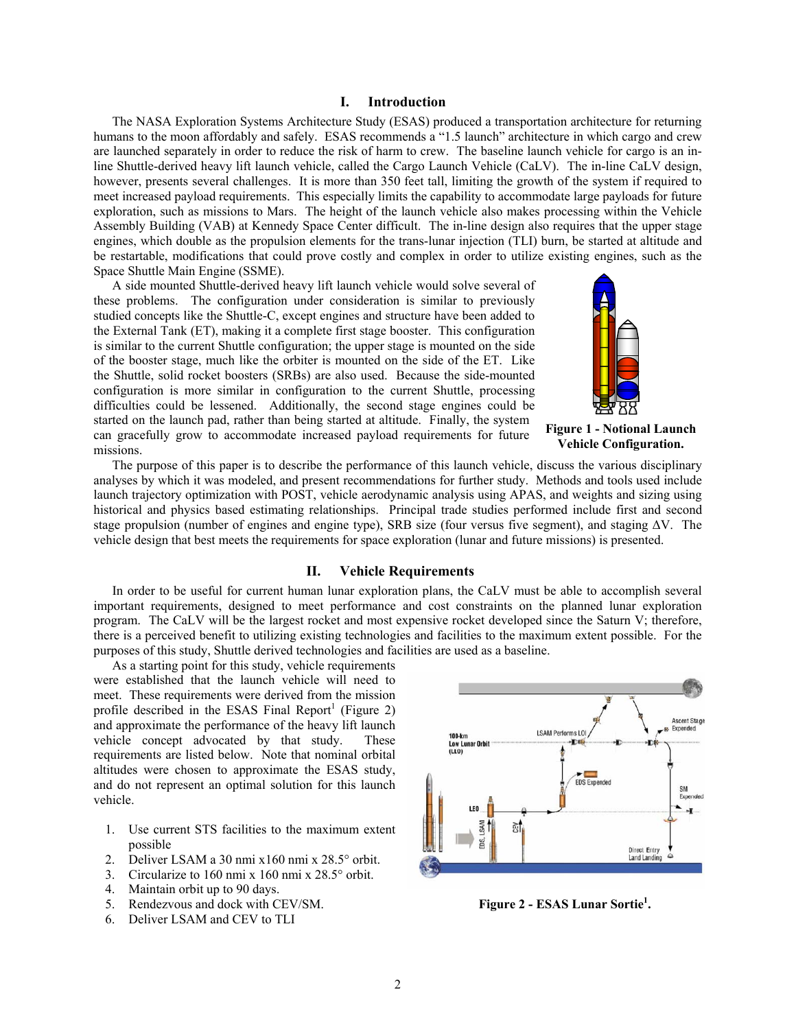## I. Introduction

The NASA Exploration Systems Architecture Study (ESAS) produced a transportation architecture for returning humans to the moon affordably and safely. ESAS recommends a "1.5 launch" architecture in which cargo and crew are launched separately in order to reduce the risk of harm to crew. The baseline launch vehicle for cargo is an in-line Shuttle-derived heavy lift launch vehicle, called the Cargo Launch Vehicle (CaLV). The in-line CaLV design, however, presents several challenges. It is more than 350 feet tall, limiting the growth of the system if required to meet increased payload requirements. This especially limits the capability to accommodate large payloads for future exploration, such as missions to Mars. The height of the launch vehicle also makes processing within the Vehicle Assembly Building (VAB) at Kennedy Space Center difficult. The in-line design also requires that the upper stage engines, which double as the propulsion elements for the trans-lunar injection (TLI) burn, be started at altitude and be restartable, modifications that could prove costly and complex in order to utilize existing engines, such as the Space Shuttle Main Engine (SSME).

A side mounted Shuttle-derived heavy lift launch vehicle would solve several of these problems. The configuration under consideration is similar to previously studied concepts like the Shuttle-C, except engines and structure have been added to the External Tank (ET), making it a complete first stage booster. This configuration is similar to the current Shuttle configuration; the upper stage is mounted on the side of the booster stage, much like the orbiter is mounted on the side of the ET. Like the Shuttle, solid rocket boosters (SRBs) are also used. Because the side-mounted configuration is more similar in configuration to the current Shuttle, processing difficulties could be lessened. Additionally, the second stage engines could be started on the launch pad, rather than being started at altitude. Finally, the system can gracefully grow to accommodate increased payload requirements for future missions.

**Figure 1 - Notional Launch Vehicle Configuration.**

The purpose of this paper is to describe the performance of this launch vehicle, discuss the various disciplinary analyses by which it was modeled, and present recommendations for further study. Methods and tools used include launch trajectory optimization with POST, vehicle aerodynamic analysis using APAS, and weights and sizing using historical and physics based estimating relationships. Principal trade studies performed include first and second stage propulsion (number of engines and engine type), SRB size (four versus five segment), and staging ΔV. The vehicle design that best meets the requirements for space exploration (lunar and future missions) is presented.

## II. Vehicle Requirements

In order to be useful for current human lunar exploration plans, the CaLV must be able to accomplish several important requirements, designed to meet performance and cost constraints on the planned lunar exploration program. The CaLV will be the largest rocket and most expensive rocket developed since the Saturn V; therefore, there is a perceived benefit to utilizing existing technologies and facilities to the maximum extent possible. For the purposes of this study, Shuttle derived technologies and facilities are used as a baseline.

As a starting point for this study, vehicle requirements were established that the launch vehicle will need to meet. These requirements were derived from the mission profile described in the ESAS Final Report[1] (Figure 2) and approximate the performance of the heavy lift launch vehicle concept advocated by that study. These requirements are listed below. Note that nominal orbital altitudes were chosen to approximate the ESAS study, and do not represent an optimal solution for this launch vehicle.

1. Use current STS facilities to the maximum extent possible
2. Deliver LSAM a 30 nmi x160 nmi x 28.5° orbit.
3. Circularize to 160 nmi x 160 nmi x 28.5° orbit.
4. Maintain orbit up to 90 days.
5. Rendezvous and dock with CEV/SM.
6. Deliver LSAM and CEV to TLI

**Figure 2 - ESAS Lunar Sortie[1].**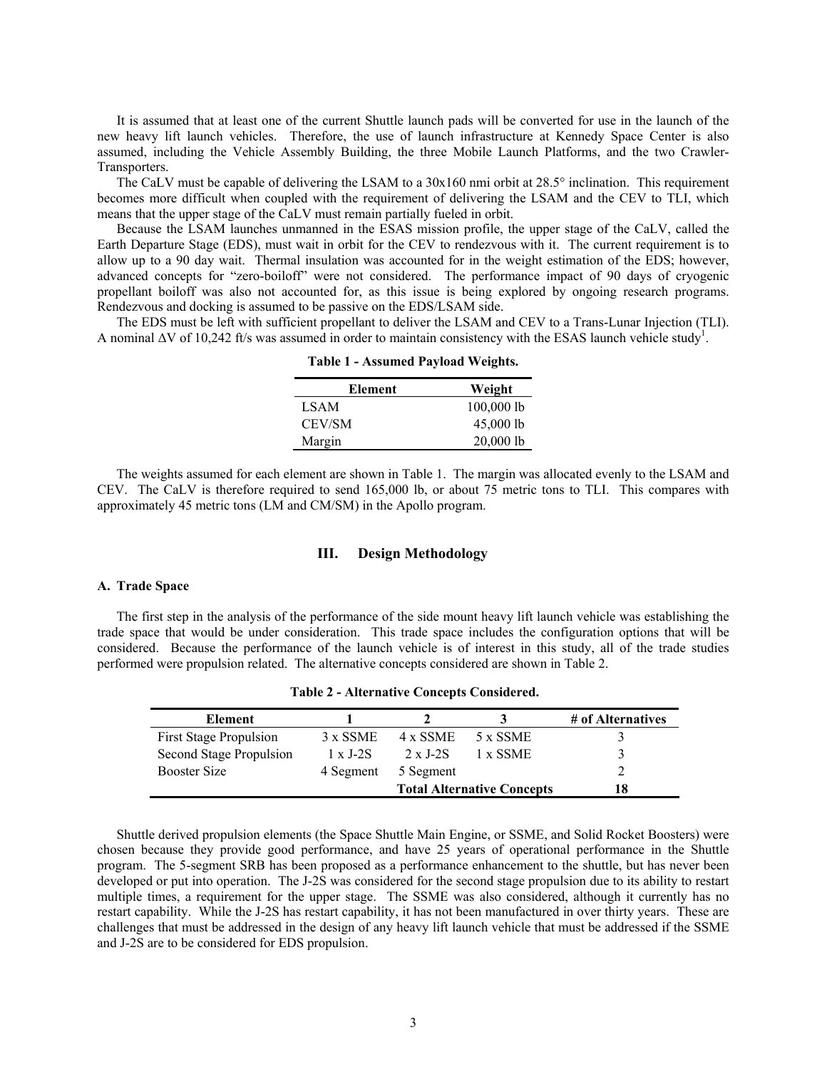It is assumed that at least one of the current Shuttle launch pads will be converted for use in the launch of the new heavy lift launch vehicles. Therefore, the use of launch infrastructure at Kennedy Space Center is also assumed, including the Vehicle Assembly Building, the three Mobile Launch Platforms, and the two Crawler-Transporters.

The CaLV must be capable of delivering the LSAM to a 30x160 nmi orbit at 28.5° inclination. This requirement becomes more difficult when coupled with the requirement of delivering the LSAM and the CEV to TLI, which means that the upper stage of the CaLV must remain partially fueled in orbit.

Because the LSAM launches unmanned in the ESAS mission profile, the upper stage of the CaLV, called the Earth Departure Stage (EDS), must wait in orbit for the CEV to rendezvous with it. The current requirement is to allow up to a 90 day wait. Thermal insulation was accounted for in the weight estimation of the EDS; however, advanced concepts for "zero-boiloff" were not considered. The performance impact of 90 days of cryogenic propellant boiloff was also not accounted for, as this issue is being explored by ongoing research programs. Rendezvous and docking is assumed to be passive on the EDS/LSAM side.

The EDS must be left with sufficient propellant to deliver the LSAM and CEV to a Trans-Lunar Injection (TLI). A nominal $\Delta V$ of 10,242 ft/s was assumed in order to maintain consistency with the ESAS launch vehicle study[1].

**Table 1 - Assumed Payload Weights.**

| Element | Weight |
|---|---|
| LSAM | 100,000 lb |
| CEV/SM | 45,000 lb |
| Margin | 20,000 lb |

The weights assumed for each element are shown in Table 1. The margin was allocated evenly to the LSAM and CEV. The CaLV is therefore required to send 165,000 lb, or about 75 metric tons to TLI. This compares with approximately 45 metric tons (LM and CM/SM) in the Apollo program.

## III. Design Methodology

### A. Trade Space

The first step in the analysis of the performance of the side mount heavy lift launch vehicle was establishing the trade space that would be under consideration. This trade space includes the configuration options that will be considered. Because the performance of the launch vehicle is of interest in this study, all of the trade studies performed were propulsion related. The alternative concepts considered are shown in Table 2.

**Table 2 - Alternative Concepts Considered.**

| Element | 1 | 2 | 3 | # of Alternatives |
|---|---|---|---|---|
| First Stage Propulsion | 3 x SSME | 4 x SSME | 5 x SSME | 3 |
| Second Stage Propulsion | 1 x J-2S | 2 x J-2S | 1 x SSME | 3 |
| Booster Size | 4 Segment | 5 Segment | | 2 |
| | | **Total Alternative Concepts** | | **18** |

Shuttle derived propulsion elements (the Space Shuttle Main Engine, or SSME, and Solid Rocket Boosters) were chosen because they provide good performance, and have 25 years of operational performance in the Shuttle program. The 5-segment SRB has been proposed as a performance enhancement to the shuttle, but has never been developed or put into operation. The J-2S was considered for the second stage propulsion due to its ability to restart multiple times, a requirement for the upper stage. The SSME was also considered, although it currently has no restart capability. While the J-2S has restart capability, it has not been manufactured in over thirty years. These are challenges that must be addressed in the design of any heavy lift launch vehicle that must be addressed if the SSME and J-2S are to be considered for EDS propulsion.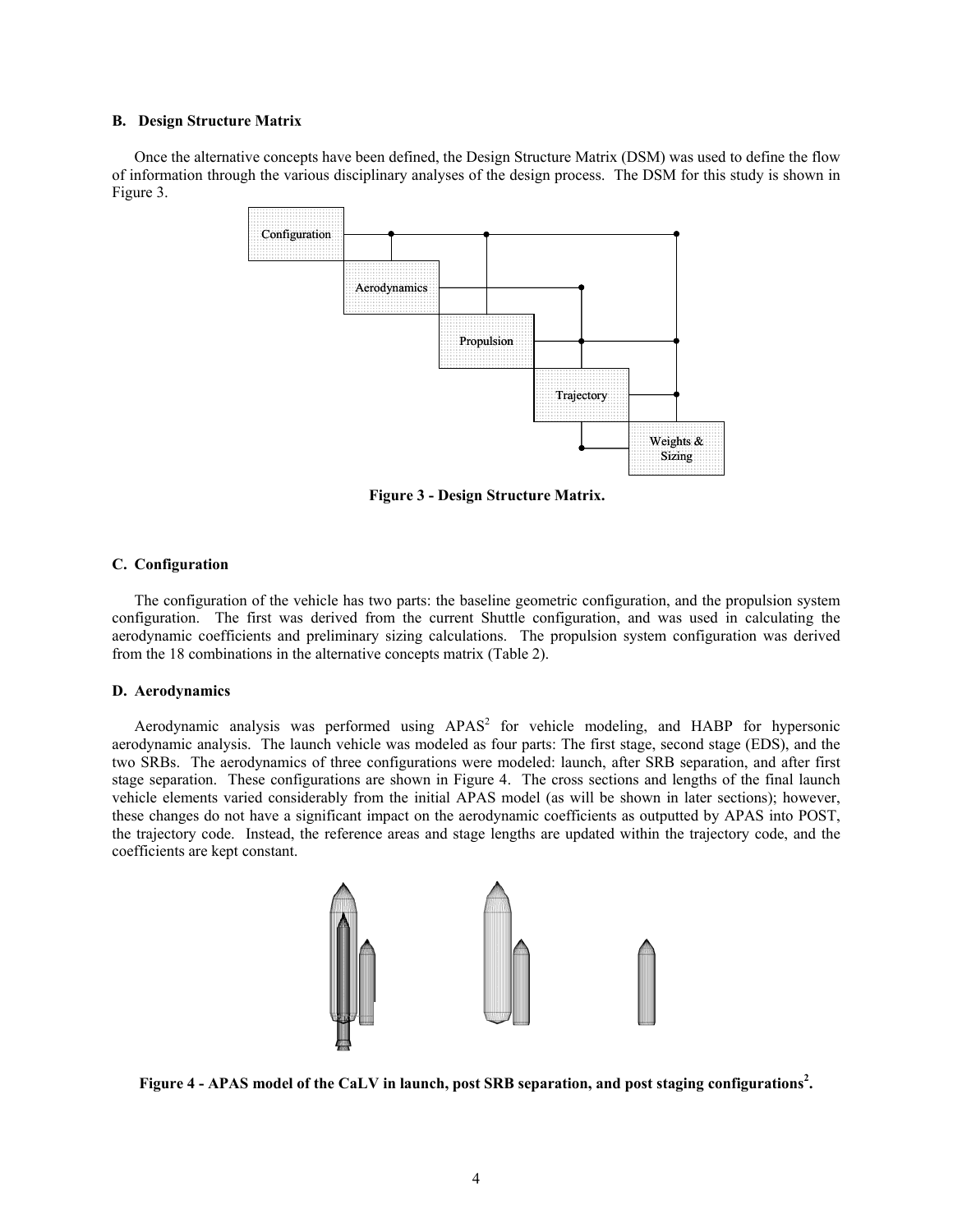### B. Design Structure Matrix

Once the alternative concepts have been defined, the Design Structure Matrix (DSM) was used to define the flow of information through the various disciplinary analyses of the design process. The DSM for this study is shown in Figure 3.

**Figure 3 - Design Structure Matrix.**

### C. Configuration

The configuration of the vehicle has two parts: the baseline geometric configuration, and the propulsion system configuration. The first was derived from the current Shuttle configuration, and was used in calculating the aerodynamic coefficients and preliminary sizing calculations. The propulsion system configuration was derived from the 18 combinations in the alternative concepts matrix (Table 2).

### D. Aerodynamics

Aerodynamic analysis was performed using APAS[2] for vehicle modeling, and HABP for hypersonic aerodynamic analysis. The launch vehicle was modeled as four parts: The first stage, second stage (EDS), and the two SRBs. The aerodynamics of three configurations were modeled: launch, after SRB separation, and after first stage separation. These configurations are shown in Figure 4. The cross sections and lengths of the final launch vehicle elements varied considerably from the initial APAS model (as will be shown in later sections); however, these changes do not have a significant impact on the aerodynamic coefficients as outputted by APAS into POST, the trajectory code. Instead, the reference areas and stage lengths are updated within the trajectory code, and the coefficients are kept constant.

**Figure 4 - APAS model of the CaLV in launch, post SRB separation, and post staging configurations[2].**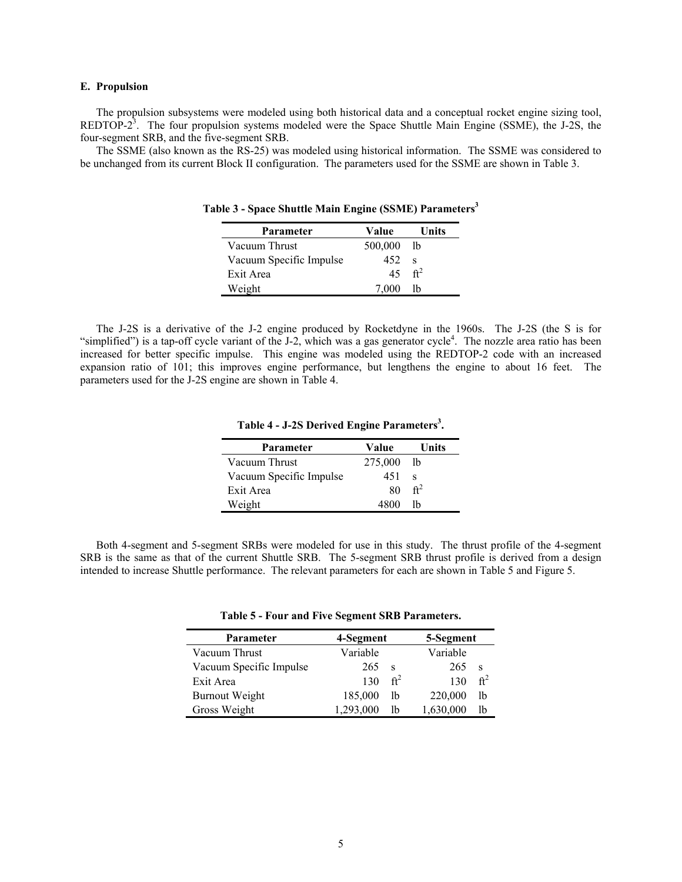### E. Propulsion

The propulsion subsystems were modeled using both historical data and a conceptual rocket engine sizing tool, REDTOP-2[3]. The four propulsion systems modeled were the Space Shuttle Main Engine (SSME), the J-2S, the four-segment SRB, and the five-segment SRB.

The SSME (also known as the RS-25) was modeled using historical information. The SSME was considered to be unchanged from its current Block II configuration. The parameters used for the SSME are shown in Table 3.

**Table 3 - Space Shuttle Main Engine (SSME) Parameters[3]**

| Parameter | Value | Units |
| --- | --- | --- |
| Vacuum Thrust | 500,000 | lb |
| Vacuum Specific Impulse | 452 | s |
| Exit Area | 45 | $ft^2$ |
| Weight | 7,000 | lb |

The J-2S is a derivative of the J-2 engine produced by Rocketdyne in the 1960s. The J-2S (the S is for "simplified") is a tap-off cycle variant of the J-2, which was a gas generator cycle[4]. The nozzle area ratio has been increased for better specific impulse. This engine was modeled using the REDTOP-2 code with an increased expansion ratio of 101; this improves engine performance, but lengthens the engine to about 16 feet. The parameters used for the J-2S engine are shown in Table 4.

**Table 4 - J-2S Derived Engine Parameters[3].**

| Parameter | Value | Units |
| --- | --- | --- |
| Vacuum Thrust | 275,000 | lb |
| Vacuum Specific Impulse | 451 | s |
| Exit Area | 80 | $ft^2$ |
| Weight | 4800 | lb |

Both 4-segment and 5-segment SRBs were modeled for use in this study. The thrust profile of the 4-segment SRB is the same as that of the current Shuttle SRB. The 5-segment SRB thrust profile is derived from a design intended to increase Shuttle performance. The relevant parameters for each are shown in Table 5 and Figure 5.

**Table 5 - Four and Five Segment SRB Parameters.**

| Parameter | 4-Segment | | 5-Segment | |
| --- | --- | --- | --- | --- |
| Vacuum Thrust | Variable | | Variable | |
| Vacuum Specific Impulse | 265 | s | 265 | s |
| Exit Area | 130 | $ft^2$ | 130 | $ft^2$ |
| Burnout Weight | 185,000 | lb | 220,000 | lb |
| Gross Weight | 1,293,000 | lb | 1,630,000 | lb |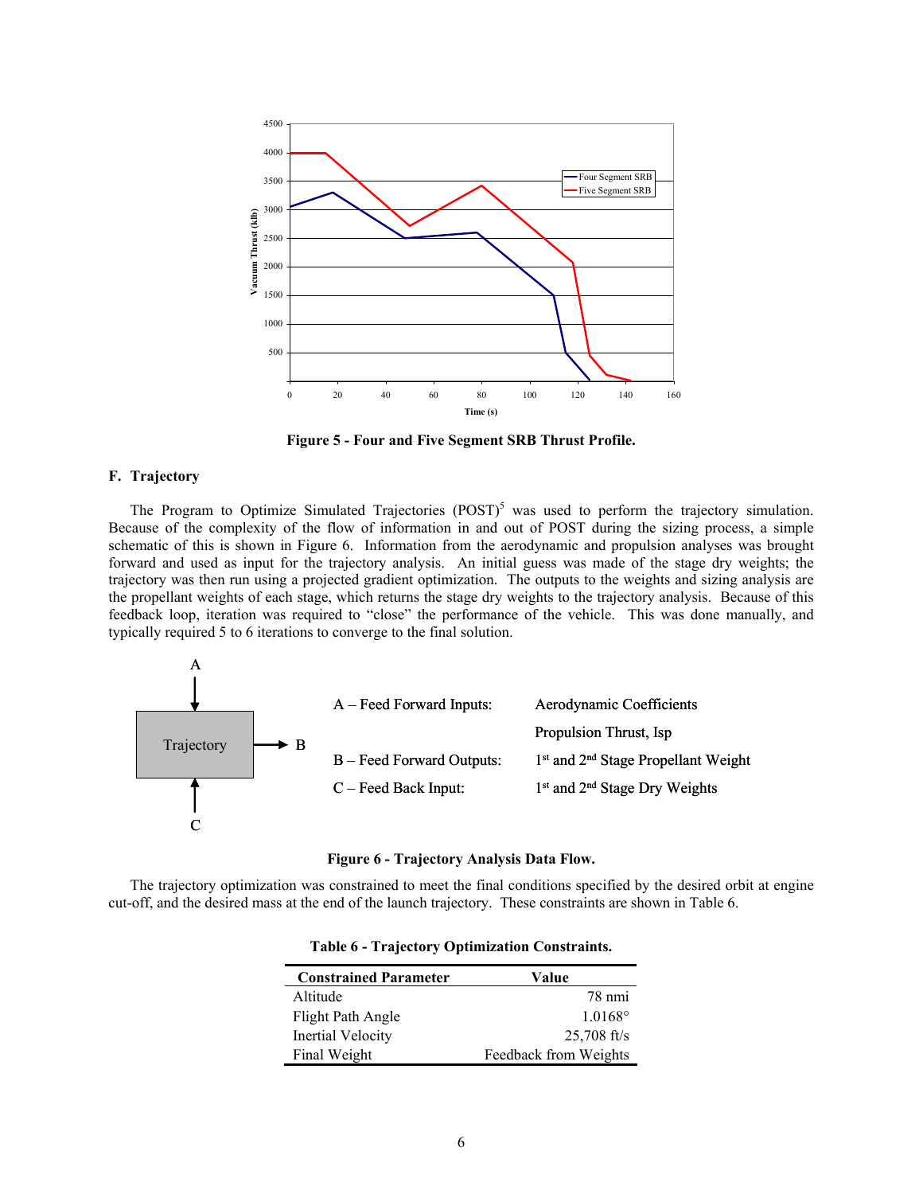Figure 5 - Four and Five Segment SRB Thrust Profile.

### F. Trajectory

The Program to Optimize Simulated Trajectories (POST)[5] was used to perform the trajectory simulation. Because of the complexity of the flow of information in and out of POST during the sizing process, a simple schematic of this is shown in Figure 6. Information from the aerodynamic and propulsion analyses was brought forward and used as input for the trajectory analysis. An initial guess was made of the stage dry weights; the trajectory was then run using a projected gradient optimization. The outputs to the weights and sizing analysis are the propellant weights of each stage, which returns the stage dry weights to the trajectory analysis. Because of this feedback loop, iteration was required to "close" the performance of the vehicle. This was done manually, and typically required 5 to 6 iterations to converge to the final solution.

A – Feed Forward Inputs: Aerodynamic Coefficients; Propulsion Thrust, Isp

B – Feed Forward Outputs: 1st and 2nd Stage Propellant Weight

C – Feed Back Input: 1st and 2nd Stage Dry Weights

Figure 6 - Trajectory Analysis Data Flow.

The trajectory optimization was constrained to meet the final conditions specified by the desired orbit at engine cut-off, and the desired mass at the end of the launch trajectory. These constraints are shown in Table 6.

Table 6 - Trajectory Optimization Constraints.

| Constrained Parameter | Value |
|---|---|
| Altitude | 78 nmi |
| Flight Path Angle | 1.0168° |
| Inertial Velocity | 25,708 ft/s |
| Final Weight | Feedback from Weights |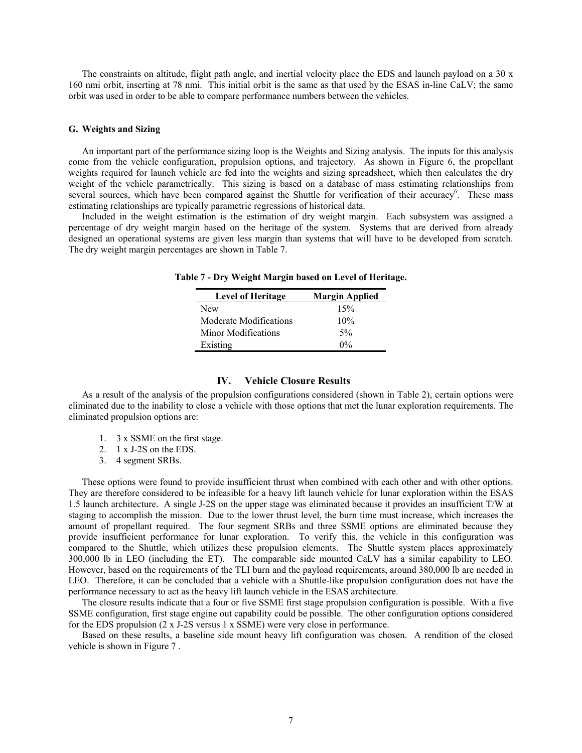The constraints on altitude, flight path angle, and inertial velocity place the EDS and launch payload on a 30 x 160 nmi orbit, inserting at 78 nmi. This initial orbit is the same as that used by the ESAS in-line CaLV; the same orbit was used in order to be able to compare performance numbers between the vehicles.

### G. Weights and Sizing

An important part of the performance sizing loop is the Weights and Sizing analysis. The inputs for this analysis come from the vehicle configuration, propulsion options, and trajectory. As shown in Figure 6, the propellant weights required for launch vehicle are fed into the weights and sizing spreadsheet, which then calculates the dry weight of the vehicle parametrically. This sizing is based on a database of mass estimating relationships from several sources, which have been compared against the Shuttle for verification of their accuracy[6]. These mass estimating relationships are typically parametric regressions of historical data.

Included in the weight estimation is the estimation of dry weight margin. Each subsystem was assigned a percentage of dry weight margin based on the heritage of the system. Systems that are derived from already designed an operational systems are given less margin than systems that will have to be developed from scratch. The dry weight margin percentages are shown in Table 7.

**Table 7 - Dry Weight Margin based on Level of Heritage.**

| Level of Heritage | Margin Applied |
|---|---|
| New | 15% |
| Moderate Modifications | 10% |
| Minor Modifications | 5% |
| Existing | 0% |

## IV. Vehicle Closure Results

As a result of the analysis of the propulsion configurations considered (shown in Table 2), certain options were eliminated due to the inability to close a vehicle with those options that met the lunar exploration requirements. The eliminated propulsion options are:

1. 3 x SSME on the first stage.
2. 1 x J-2S on the EDS.
3. 4 segment SRBs.

These options were found to provide insufficient thrust when combined with each other and with other options. They are therefore considered to be infeasible for a heavy lift launch vehicle for lunar exploration within the ESAS 1.5 launch architecture. A single J-2S on the upper stage was eliminated because it provides an insufficient T/W at staging to accomplish the mission. Due to the lower thrust level, the burn time must increase, which increases the amount of propellant required. The four segment SRBs and three SSME options are eliminated because they provide insufficient performance for lunar exploration. To verify this, the vehicle in this configuration was compared to the Shuttle, which utilizes these propulsion elements. The Shuttle system places approximately 300,000 lb in LEO (including the ET). The comparable side mounted CaLV has a similar capability to LEO. However, based on the requirements of the TLI burn and the payload requirements, around 380,000 lb are needed in LEO. Therefore, it can be concluded that a vehicle with a Shuttle-like propulsion configuration does not have the performance necessary to act as the heavy lift launch vehicle in the ESAS architecture.

The closure results indicate that a four or five SSME first stage propulsion configuration is possible. With a five SSME configuration, first stage engine out capability could be possible. The other configuration options considered for the EDS propulsion (2 x J-2S versus 1 x SSME) were very close in performance.

Based on these results, a baseline side mount heavy lift configuration was chosen. A rendition of the closed vehicle is shown in Figure 7 .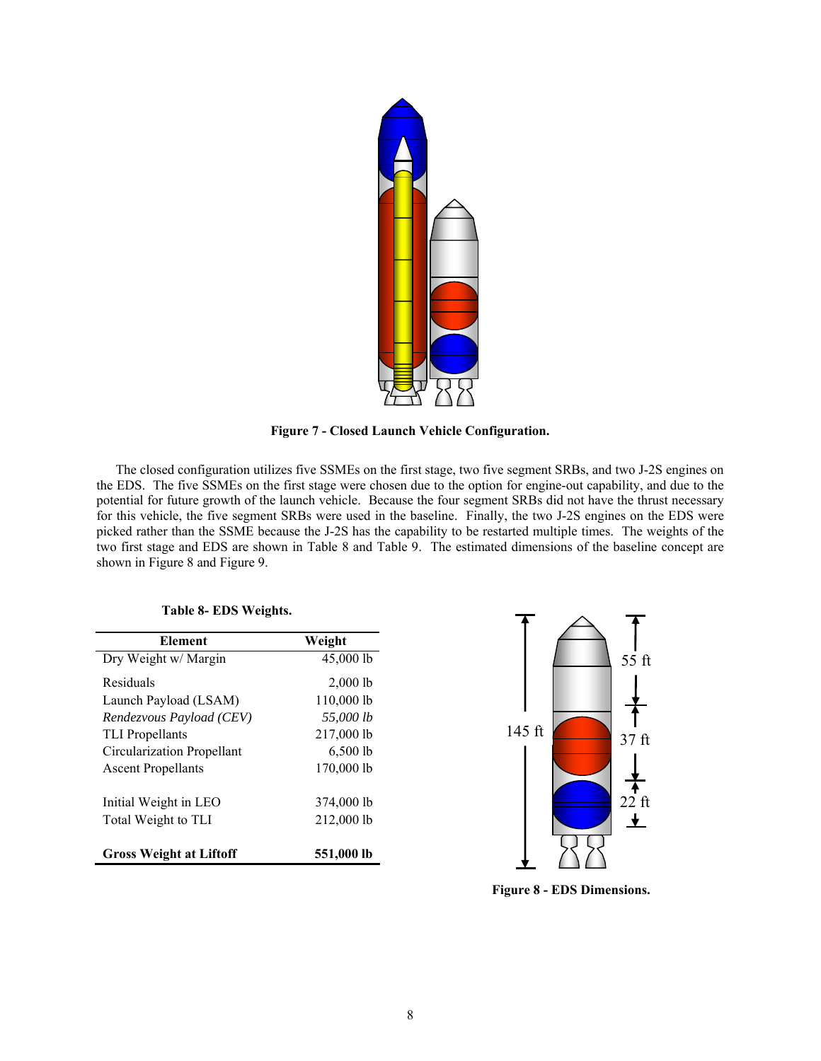Figure 7 - Closed Launch Vehicle Configuration.

The closed configuration utilizes five SSMEs on the first stage, two five segment SRBs, and two J-2S engines on the EDS. The five SSMEs on the first stage were chosen due to the option for engine-out capability, and due to the potential for future growth of the launch vehicle. Because the four segment SRBs did not have the thrust necessary for this vehicle, the five segment SRBs were used in the baseline. Finally, the two J-2S engines on the EDS were picked rather than the SSME because the J-2S has the capability to be restarted multiple times. The weights of the two first stage and EDS are shown in Table 8 and Table 9. The estimated dimensions of the baseline concept are shown in Figure 8 and Figure 9.

**Table 8- EDS Weights.**

| Element | Weight |
|---|---|
| Dry Weight w/ Margin | 45,000 lb |
| Residuals | 2,000 lb |
| Launch Payload (LSAM) | 110,000 lb |
| *Rendezvous Payload (CEV)* | *55,000 lb* |
| TLI Propellants | 217,000 lb |
| Circularization Propellant | 6,500 lb |
| Ascent Propellants | 170,000 lb |
| | |
| Initial Weight in LEO | 374,000 lb |
| Total Weight to TLI | 212,000 lb |
| | |
| **Gross Weight at Liftoff** | **551,000 lb** |

145 ft

55 ft

37 ft

22 ft

Figure 8 - EDS Dimensions.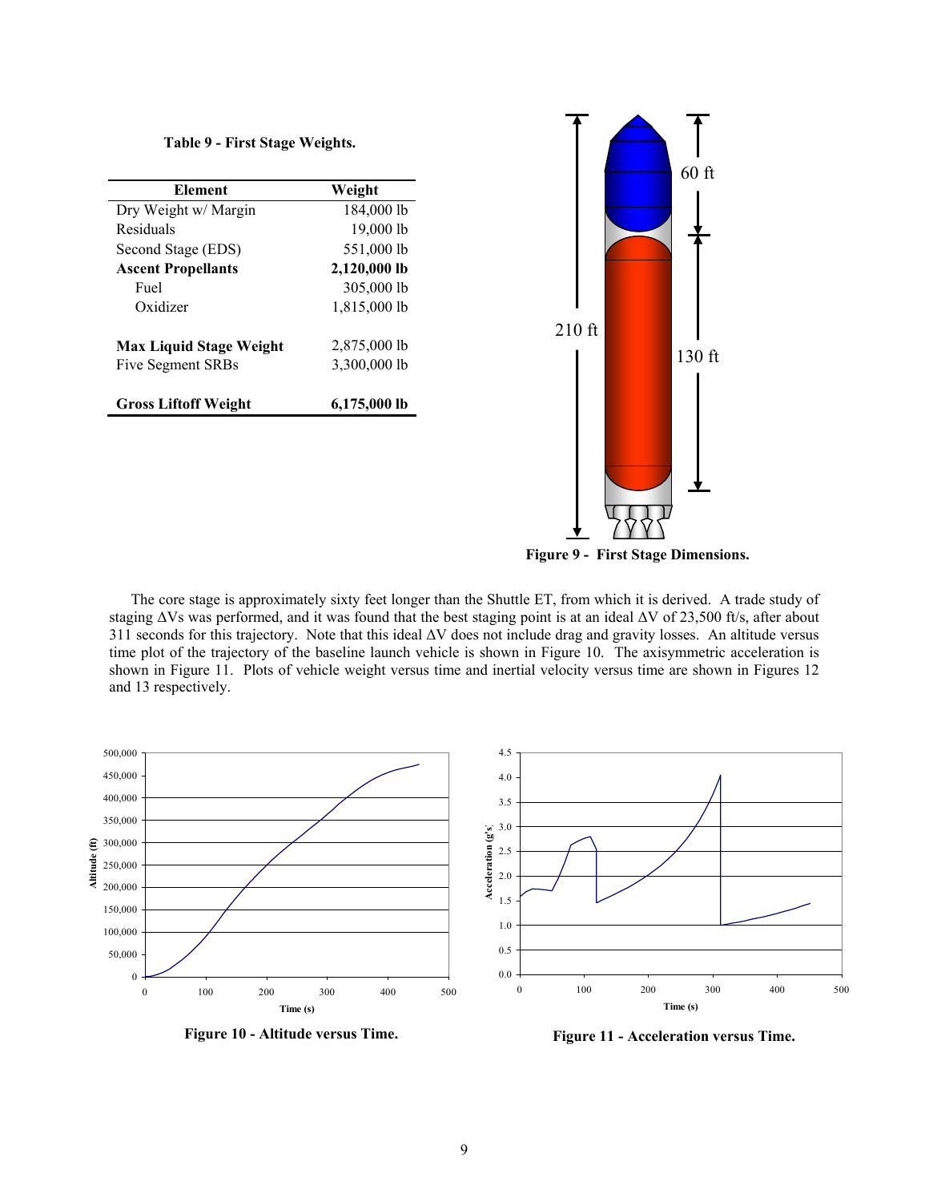Table 9 - First Stage Weights.

| Element | Weight |
|---|---|
| Dry Weight w/ Margin | 184,000 lb |
| Residuals | 19,000 lb |
| Second Stage (EDS) | 551,000 lb |
| **Ascent Propellants** | **2,120,000 lb** |
| Fuel | 305,000 lb |
| Oxidizer | 1,815,000 lb |
| **Max Liquid Stage Weight** | 2,875,000 lb |
| Five Segment SRBs | 3,300,000 lb |
| **Gross Liftoff Weight** | **6,175,000 lb** |

**Figure 9 - First Stage Dimensions.**

The core stage is approximately sixty feet longer than the Shuttle ET, from which it is derived. A trade study of staging ΔVs was performed, and it was found that the best staging point is at an ideal ΔV of 23,500 ft/s, after about 311 seconds for this trajectory. Note that this ideal ΔV does not include drag and gravity losses. An altitude versus time plot of the trajectory of the baseline launch vehicle is shown in Figure 10. The axisymmetric acceleration is shown in Figure 11. Plots of vehicle weight versus time and inertial velocity versus time are shown in Figures 12 and 13 respectively.

**Figure 10 - Altitude versus Time.**

**Figure 11 - Acceleration versus Time.**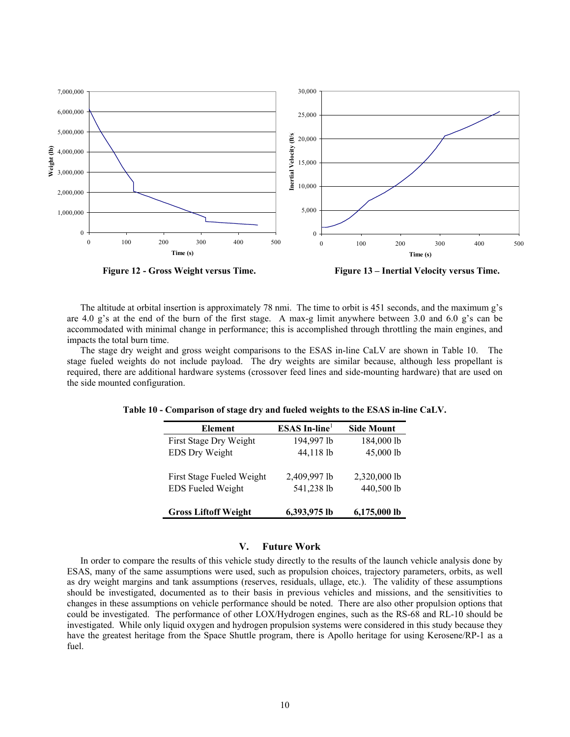Figure 12 - Gross Weight versus Time.

Figure 13 – Inertial Velocity versus Time.

The altitude at orbital insertion is approximately 78 nmi. The time to orbit is 451 seconds, and the maximum g's are 4.0 g's at the end of the burn of the first stage. A max-g limit anywhere between 3.0 and 6.0 g's can be accommodated with minimal change in performance; this is accomplished through throttling the main engines, and impacts the total burn time.

The stage dry weight and gross weight comparisons to the ESAS in-line CaLV are shown in Table 10. The stage fueled weights do not include payload. The dry weights are similar because, although less propellant is required, there are additional hardware systems (crossover feed lines and side-mounting hardware) that are used on the side mounted configuration.

**Table 10 - Comparison of stage dry and fueled weights to the ESAS in-line CaLV.**

| Element | ESAS In-line[1] | Side Mount |
|---|---|---|
| First Stage Dry Weight | 194,997 lb | 184,000 lb |
| EDS Dry Weight | 44,118 lb | 45,000 lb |
| | | |
| First Stage Fueled Weight | 2,409,997 lb | 2,320,000 lb |
| EDS Fueled Weight | 541,238 lb | 440,500 lb |
| | | |
| **Gross Liftoff Weight** | **6,393,975 lb** | **6,175,000 lb** |

## V. Future Work

In order to compare the results of this vehicle study directly to the results of the launch vehicle analysis done by ESAS, many of the same assumptions were used, such as propulsion choices, trajectory parameters, orbits, as well as dry weight margins and tank assumptions (reserves, residuals, ullage, etc.). The validity of these assumptions should be investigated, documented as to their basis in previous vehicles and missions, and the sensitivities to changes in these assumptions on vehicle performance should be noted. There are also other propulsion options that could be investigated. The performance of other LOX/Hydrogen engines, such as the RS-68 and RL-10 should be investigated. While only liquid oxygen and hydrogen propulsion systems were considered in this study because they have the greatest heritage from the Space Shuttle program, there is Apollo heritage for using Kerosene/RP-1 as a fuel.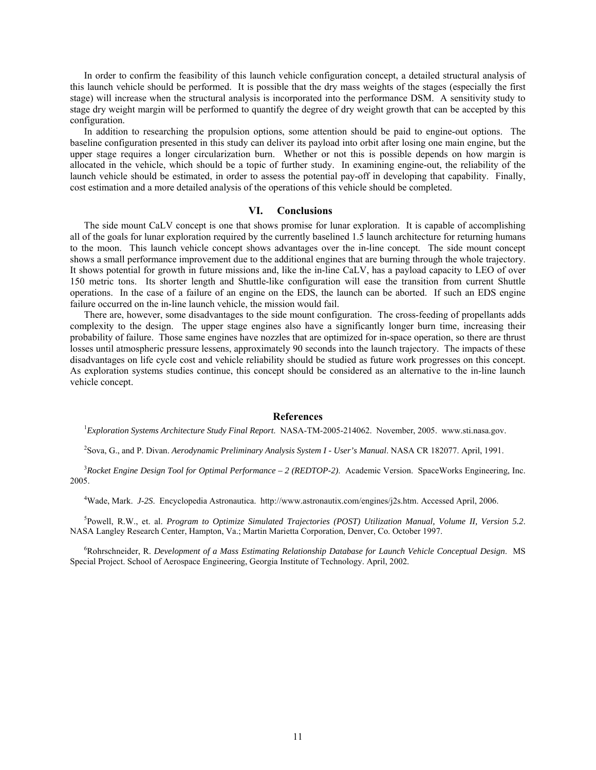In order to confirm the feasibility of this launch vehicle configuration concept, a detailed structural analysis of this launch vehicle should be performed. It is possible that the dry mass weights of the stages (especially the first stage) will increase when the structural analysis is incorporated into the performance DSM. A sensitivity study to stage dry weight margin will be performed to quantify the degree of dry weight growth that can be accepted by this configuration.

In addition to researching the propulsion options, some attention should be paid to engine-out options. The baseline configuration presented in this study can deliver its payload into orbit after losing one main engine, but the upper stage requires a longer circularization burn. Whether or not this is possible depends on how margin is allocated in the vehicle, which should be a topic of further study. In examining engine-out, the reliability of the launch vehicle should be estimated, in order to assess the potential pay-off in developing that capability. Finally, cost estimation and a more detailed analysis of the operations of this vehicle should be completed.

## VI. Conclusions

The side mount CaLV concept is one that shows promise for lunar exploration. It is capable of accomplishing all of the goals for lunar exploration required by the currently baselined 1.5 launch architecture for returning humans to the moon. This launch vehicle concept shows advantages over the in-line concept. The side mount concept shows a small performance improvement due to the additional engines that are burning through the whole trajectory. It shows potential for growth in future missions and, like the in-line CaLV, has a payload capacity to LEO of over 150 metric tons. Its shorter length and Shuttle-like configuration will ease the transition from current Shuttle operations. In the case of a failure of an engine on the EDS, the launch can be aborted. If such an EDS engine failure occurred on the in-line launch vehicle, the mission would fail.

There are, however, some disadvantages to the side mount configuration. The cross-feeding of propellants adds complexity to the design. The upper stage engines also have a significantly longer burn time, increasing their probability of failure. Those same engines have nozzles that are optimized for in-space operation, so there are thrust losses until atmospheric pressure lessens, approximately 90 seconds into the launch trajectory. The impacts of these disadvantages on life cycle cost and vehicle reliability should be studied as future work progresses on this concept. As exploration systems studies continue, this concept should be considered as an alternative to the in-line launch vehicle concept.

## References

[1] *Exploration Systems Architecture Study Final Report*. NASA-TM-2005-214062. November, 2005. www.sti.nasa.gov.

[2] Sova, G., and P. Divan. *Aerodynamic Preliminary Analysis System I - User's Manual*. NASA CR 182077. April, 1991.

[3] *Rocket Engine Design Tool for Optimal Performance – 2 (REDTOP-2)*. Academic Version. SpaceWorks Engineering, Inc. 2005.

[4] Wade, Mark. *J-2S*. Encyclopedia Astronautica. http://www.astronautix.com/engines/j2s.htm. Accessed April, 2006.

[5] Powell, R.W., et. al. *Program to Optimize Simulated Trajectories (POST) Utilization Manual, Volume II, Version 5.2*. NASA Langley Research Center, Hampton, Va.; Martin Marietta Corporation, Denver, Co. October 1997.

[6] Rohrschneider, R. *Development of a Mass Estimating Relationship Database for Launch Vehicle Conceptual Design*. MS Special Project. School of Aerospace Engineering, Georgia Institute of Technology. April, 2002.